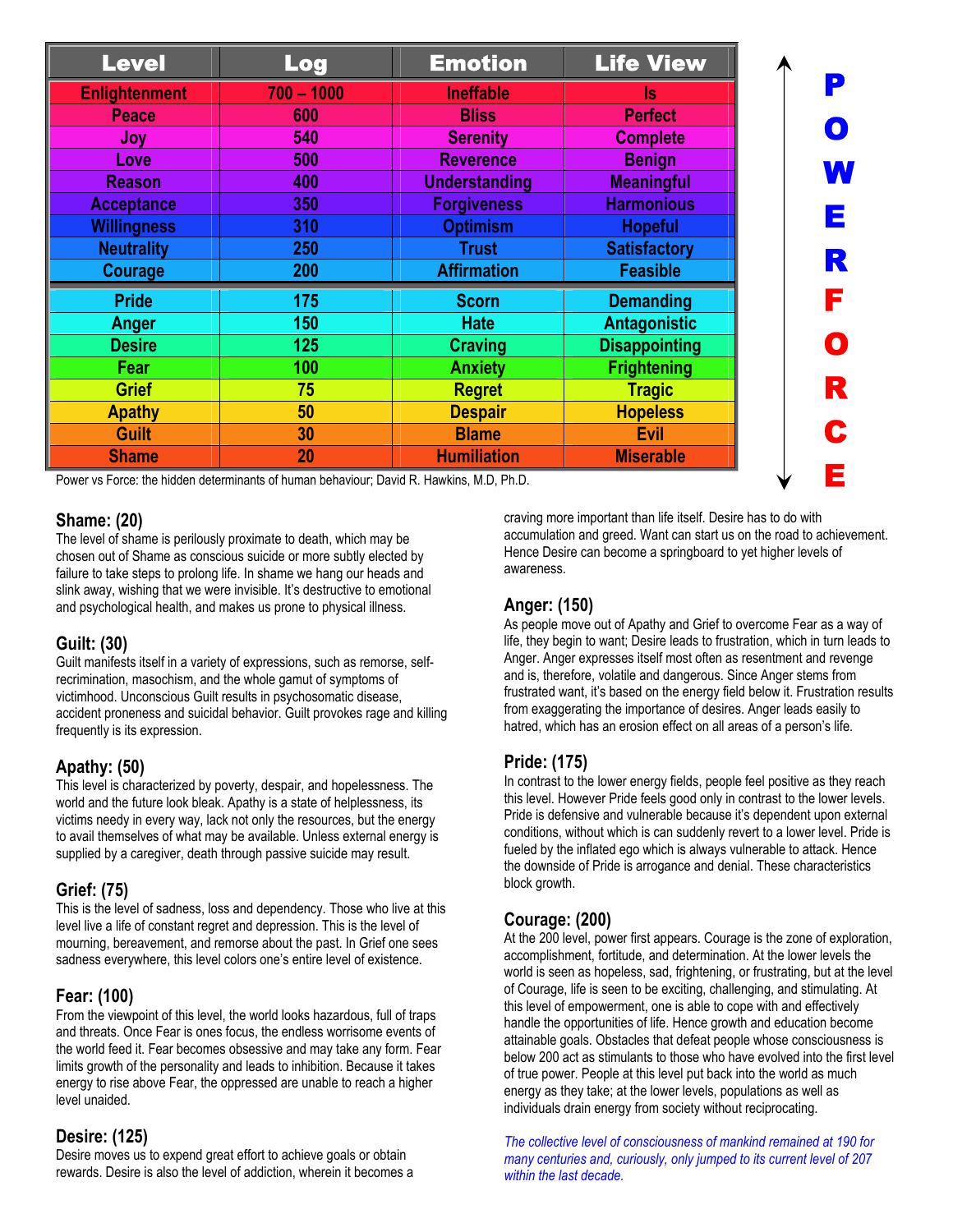| Level | Log | Emotion | Life View |
|---|---|---|---|
| Enlightenment | 700 – 1000 | Ineffable | Is |
| Peace | 600 | Bliss | Perfect |
| Joy | 540 | Serenity | Complete |
| Love | 500 | Reverence | Benign |
| Reason | 400 | Understanding | Meaningful |
| Acceptance | 350 | Forgiveness | Harmonious |
| Willingness | 310 | Optimism | Hopeful |
| Neutrality | 250 | Trust | Satisfactory |
| Courage | 200 | Affirmation | Feasible |
| Pride | 175 | Scorn | Demanding |
| Anger | 150 | Hate | Antagonistic |
| Desire | 125 | Craving | Disappointing |
| Fear | 100 | Anxiety | Frightening |
| Grief | 75 | Regret | Tragic |
| Apathy | 50 | Despair | Hopeless |
| Guilt | 30 | Blame | Evil |
| Shame | 20 | Humiliation | Miserable |

POWER

FORCE

Power vs Force: the hidden determinants of human behaviour; David R. Hawkins, M.D, Ph.D.

### Shame: (20)

The level of shame is perilously proximate to death, which may be chosen out of Shame as conscious suicide or more subtly elected by failure to take steps to prolong life. In shame we hang our heads and slink away, wishing that we were invisible. It's destructive to emotional and psychological health, and makes us prone to physical illness.

### Guilt: (30)

Guilt manifests itself in a variety of expressions, such as remorse, self-recrimination, masochism, and the whole gamut of symptoms of victimhood. Unconscious Guilt results in psychosomatic disease, accident proneness and suicidal behavior. Guilt provokes rage and killing frequently is its expression.

### Apathy: (50)

This level is characterized by poverty, despair, and hopelessness. The world and the future look bleak. Apathy is a state of helplessness, its victims needy in every way, lack not only the resources, but the energy to avail themselves of what may be available. Unless external energy is supplied by a caregiver, death through passive suicide may result.

### Grief: (75)

This is the level of sadness, loss and dependency. Those who live at this level live a life of constant regret and depression. This is the level of mourning, bereavement, and remorse about the past. In Grief one sees sadness everywhere, this level colors one's entire level of existence.

### Fear: (100)

From the viewpoint of this level, the world looks hazardous, full of traps and threats. Once Fear is ones focus, the endless worrisome events of the world feed it. Fear becomes obsessive and may take any form. Fear limits growth of the personality and leads to inhibition. Because it takes energy to rise above Fear, the oppressed are unable to reach a higher level unaided.

### Desire: (125)

Desire moves us to expend great effort to achieve goals or obtain rewards. Desire is also the level of addiction, wherein it becomes a craving more important than life itself. Desire has to do with accumulation and greed. Want can start us on the road to achievement. Hence Desire can become a springboard to yet higher levels of awareness.

### Anger: (150)

As people move out of Apathy and Grief to overcome Fear as a way of life, they begin to want; Desire leads to frustration, which in turn leads to Anger. Anger expresses itself most often as resentment and revenge and is, therefore, volatile and dangerous. Since Anger stems from frustrated want, it's based on the energy field below it. Frustration results from exaggerating the importance of desires. Anger leads easily to hatred, which has an erosion effect on all areas of a person's life.

### Pride: (175)

In contrast to the lower energy fields, people feel positive as they reach this level. However Pride feels good only in contrast to the lower levels. Pride is defensive and vulnerable because it's dependent upon external conditions, without which is can suddenly revert to a lower level. Pride is fueled by the inflated ego which is always vulnerable to attack. Hence the downside of Pride is arrogance and denial. These characteristics block growth.

### Courage: (200)

At the 200 level, power first appears. Courage is the zone of exploration, accomplishment, fortitude, and determination. At the lower levels the world is seen as hopeless, sad, frightening, or frustrating, but at the level of Courage, life is seen to be exciting, challenging, and stimulating. At this level of empowerment, one is able to cope with and effectively handle the opportunities of life. Hence growth and education become attainable goals. Obstacles that defeat people whose consciousness is below 200 act as stimulants to those who have evolved into the first level of true power. People at this level put back into the world as much energy as they take; at the lower levels, populations as well as individuals drain energy from society without reciprocating.

*The collective level of consciousness of mankind remained at 190 for many centuries and, curiously, only jumped to its current level of 207 within the last decade.*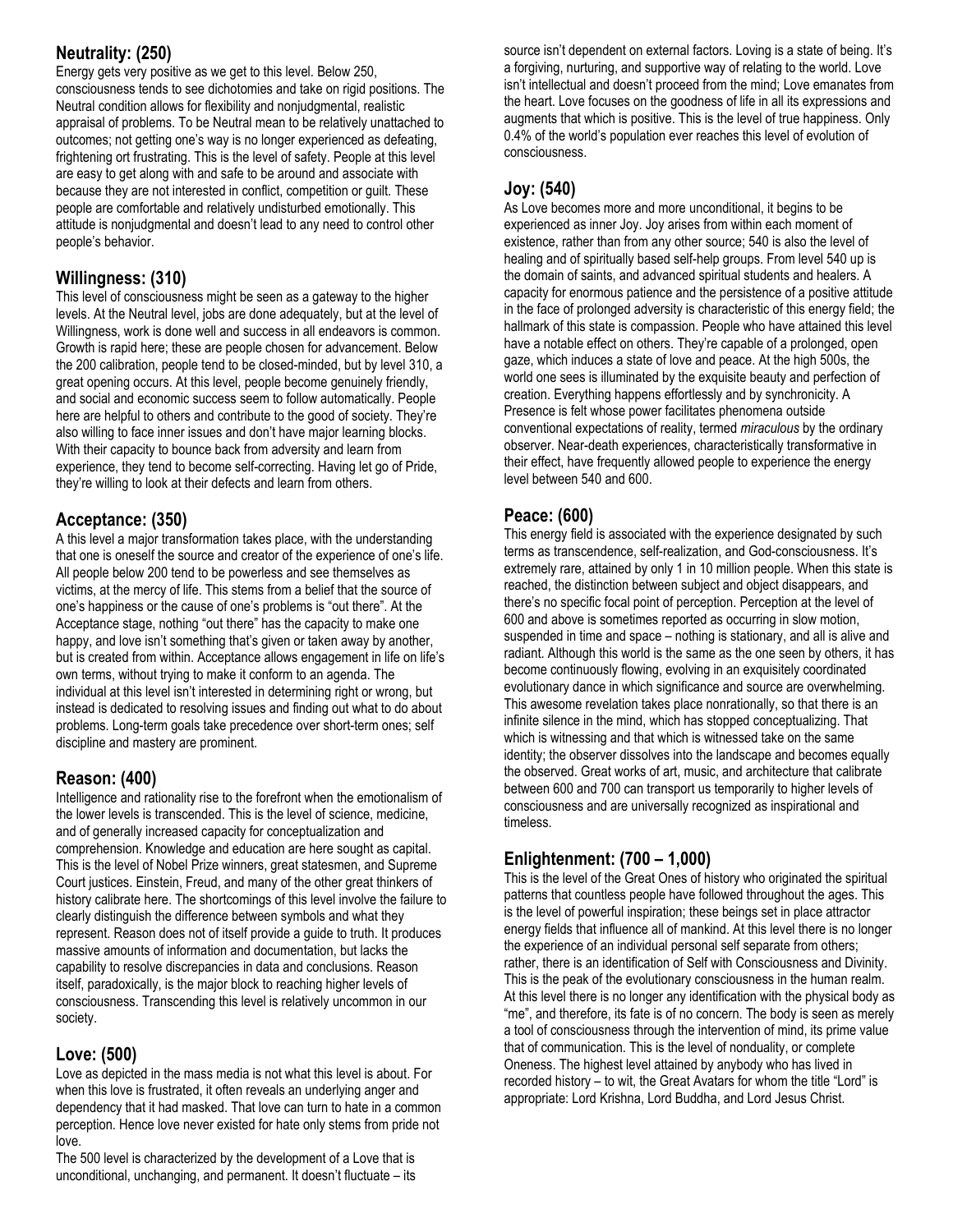## Neutrality: (250)

Energy gets very positive as we get to this level. Below 250, consciousness tends to see dichotomies and take on rigid positions. The Neutral condition allows for flexibility and nonjudgmental, realistic appraisal of problems. To be Neutral mean to be relatively unattached to outcomes; not getting one's way is no longer experienced as defeating, frightening ort frustrating. This is the level of safety. People at this level are easy to get along with and safe to be around and associate with because they are not interested in conflict, competition or guilt. These people are comfortable and relatively undisturbed emotionally. This attitude is nonjudgmental and doesn't lead to any need to control other people's behavior.

## Willingness: (310)

This level of consciousness might be seen as a gateway to the higher levels. At the Neutral level, jobs are done adequately, but at the level of Willingness, work is done well and success in all endeavors is common. Growth is rapid here; these are people chosen for advancement. Below the 200 calibration, people tend to be closed-minded, but by level 310, a great opening occurs. At this level, people become genuinely friendly, and social and economic success seem to follow automatically. People here are helpful to others and contribute to the good of society. They're also willing to face inner issues and don't have major learning blocks. With their capacity to bounce back from adversity and learn from experience, they tend to become self-correcting. Having let go of Pride, they're willing to look at their defects and learn from others.

## Acceptance: (350)

A this level a major transformation takes place, with the understanding that one is oneself the source and creator of the experience of one's life. All people below 200 tend to be powerless and see themselves as victims, at the mercy of life. This stems from a belief that the source of one's happiness or the cause of one's problems is "out there". At the Acceptance stage, nothing "out there" has the capacity to make one happy, and love isn't something that's given or taken away by another, but is created from within. Acceptance allows engagement in life on life's own terms, without trying to make it conform to an agenda. The individual at this level isn't interested in determining right or wrong, but instead is dedicated to resolving issues and finding out what to do about problems. Long-term goals take precedence over short-term ones; self discipline and mastery are prominent.

## Reason: (400)

Intelligence and rationality rise to the forefront when the emotionalism of the lower levels is transcended. This is the level of science, medicine, and of generally increased capacity for conceptualization and comprehension. Knowledge and education are here sought as capital. This is the level of Nobel Prize winners, great statesmen, and Supreme Court justices. Einstein, Freud, and many of the other great thinkers of history calibrate here. The shortcomings of this level involve the failure to clearly distinguish the difference between symbols and what they represent. Reason does not of itself provide a guide to truth. It produces massive amounts of information and documentation, but lacks the capability to resolve discrepancies in data and conclusions. Reason itself, paradoxically, is the major block to reaching higher levels of consciousness. Transcending this level is relatively uncommon in our society.

## Love: (500)

Love as depicted in the mass media is not what this level is about. For when this love is frustrated, it often reveals an underlying anger and dependency that it had masked. That love can turn to hate in a common perception. Hence love never existed for hate only stems from pride not love.

The 500 level is characterized by the development of a Love that is unconditional, unchanging, and permanent. It doesn't fluctuate – its source isn't dependent on external factors. Loving is a state of being. It's a forgiving, nurturing, and supportive way of relating to the world. Love isn't intellectual and doesn't proceed from the mind; Love emanates from the heart. Love focuses on the goodness of life in all its expressions and augments that which is positive. This is the level of true happiness. Only 0.4% of the world's population ever reaches this level of evolution of consciousness.

## Joy: (540)

As Love becomes more and more unconditional, it begins to be experienced as inner Joy. Joy arises from within each moment of existence, rather than from any other source; 540 is also the level of healing and of spiritually based self-help groups. From level 540 up is the domain of saints, and advanced spiritual students and healers. A capacity for enormous patience and the persistence of a positive attitude in the face of prolonged adversity is characteristic of this energy field; the hallmark of this state is compassion. People who have attained this level have a notable effect on others. They're capable of a prolonged, open gaze, which induces a state of love and peace. At the high 500s, the world one sees is illuminated by the exquisite beauty and perfection of creation. Everything happens effortlessly and by synchronicity. A Presence is felt whose power facilitates phenomena outside conventional expectations of reality, termed *miraculous* by the ordinary observer. Near-death experiences, characteristically transformative in their effect, have frequently allowed people to experience the energy level between 540 and 600.

## Peace: (600)

This energy field is associated with the experience designated by such terms as transcendence, self-realization, and God-consciousness. It's extremely rare, attained by only 1 in 10 million people. When this state is reached, the distinction between subject and object disappears, and there's no specific focal point of perception. Perception at the level of 600 and above is sometimes reported as occurring in slow motion, suspended in time and space – nothing is stationary, and all is alive and radiant. Although this world is the same as the one seen by others, it has become continuously flowing, evolving in an exquisitely coordinated evolutionary dance in which significance and source are overwhelming. This awesome revelation takes place nonrationally, so that there is an infinite silence in the mind, which has stopped conceptualizing. That which is witnessing and that which is witnessed take on the same identity; the observer dissolves into the landscape and becomes equally the observed. Great works of art, music, and architecture that calibrate between 600 and 700 can transport us temporarily to higher levels of consciousness and are universally recognized as inspirational and timeless.

## Enlightenment: (700 – 1,000)

This is the level of the Great Ones of history who originated the spiritual patterns that countless people have followed throughout the ages. This is the level of powerful inspiration; these beings set in place attractor energy fields that influence all of mankind. At this level there is no longer the experience of an individual personal self separate from others; rather, there is an identification of Self with Consciousness and Divinity. This is the peak of the evolutionary consciousness in the human realm. At this level there is no longer any identification with the physical body as "me", and therefore, its fate is of no concern. The body is seen as merely a tool of consciousness through the intervention of mind, its prime value that of communication. This is the level of nonduality, or complete Oneness. The highest level attained by anybody who has lived in recorded history – to wit, the Great Avatars for whom the title "Lord" is appropriate: Lord Krishna, Lord Buddha, and Lord Jesus Christ.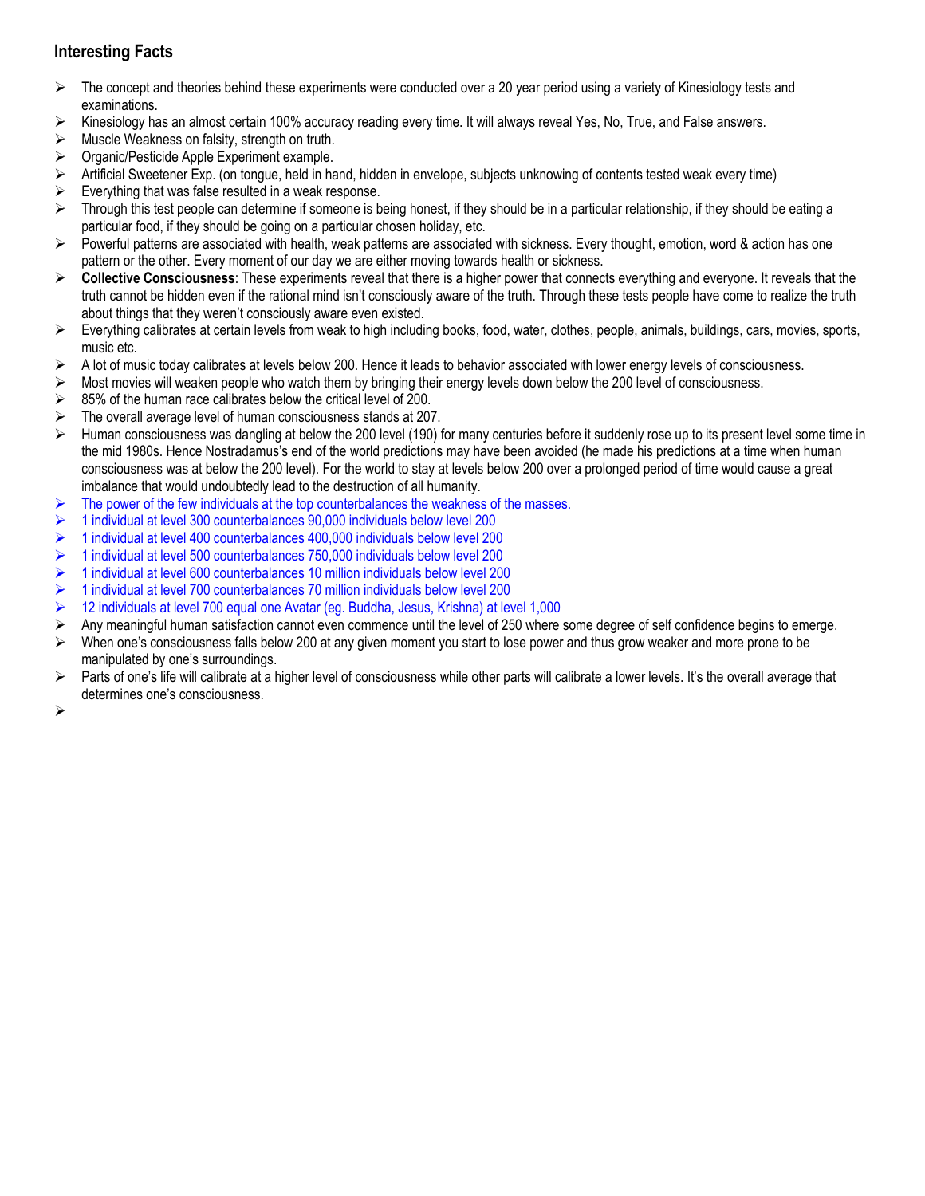## Interesting Facts

- The concept and theories behind these experiments were conducted over a 20 year period using a variety of Kinesiology tests and examinations.
- Kinesiology has an almost certain 100% accuracy reading every time. It will always reveal Yes, No, True, and False answers.
- Muscle Weakness on falsity, strength on truth.
- Organic/Pesticide Apple Experiment example.
- Artificial Sweetener Exp. (on tongue, held in hand, hidden in envelope, subjects unknowing of contents tested weak every time)
- Everything that was false resulted in a weak response.
- Through this test people can determine if someone is being honest, if they should be in a particular relationship, if they should be eating a particular food, if they should be going on a particular chosen holiday, etc.
- Powerful patterns are associated with health, weak patterns are associated with sickness. Every thought, emotion, word & action has one pattern or the other. Every moment of our day we are either moving towards health or sickness.
- **Collective Consciousness**: These experiments reveal that there is a higher power that connects everything and everyone. It reveals that the truth cannot be hidden even if the rational mind isn't consciously aware of the truth. Through these tests people have come to realize the truth about things that they weren't consciously aware even existed.
- Everything calibrates at certain levels from weak to high including books, food, water, clothes, people, animals, buildings, cars, movies, sports, music etc.
- A lot of music today calibrates at levels below 200. Hence it leads to behavior associated with lower energy levels of consciousness.
- Most movies will weaken people who watch them by bringing their energy levels down below the 200 level of consciousness.
- 85% of the human race calibrates below the critical level of 200.
- The overall average level of human consciousness stands at 207.
- Human consciousness was dangling at below the 200 level (190) for many centuries before it suddenly rose up to its present level some time in the mid 1980s. Hence Nostradamus's end of the world predictions may have been avoided (he made his predictions at a time when human consciousness was at below the 200 level). For the world to stay at levels below 200 over a prolonged period of time would cause a great imbalance that would undoubtedly lead to the destruction of all humanity.
- The power of the few individuals at the top counterbalances the weakness of the masses.
- 1 individual at level 300 counterbalances 90,000 individuals below level 200
- 1 individual at level 400 counterbalances 400,000 individuals below level 200
- 1 individual at level 500 counterbalances 750,000 individuals below level 200
- 1 individual at level 600 counterbalances 10 million individuals below level 200
- 1 individual at level 700 counterbalances 70 million individuals below level 200
- 12 individuals at level 700 equal one Avatar (eg. Buddha, Jesus, Krishna) at level 1,000
- Any meaningful human satisfaction cannot even commence until the level of 250 where some degree of self confidence begins to emerge.
- When one's consciousness falls below 200 at any given moment you start to lose power and thus grow weaker and more prone to be manipulated by one's surroundings.
- Parts of one's life will calibrate at a higher level of consciousness while other parts will calibrate a lower levels. It's the overall average that determines one's consciousness.